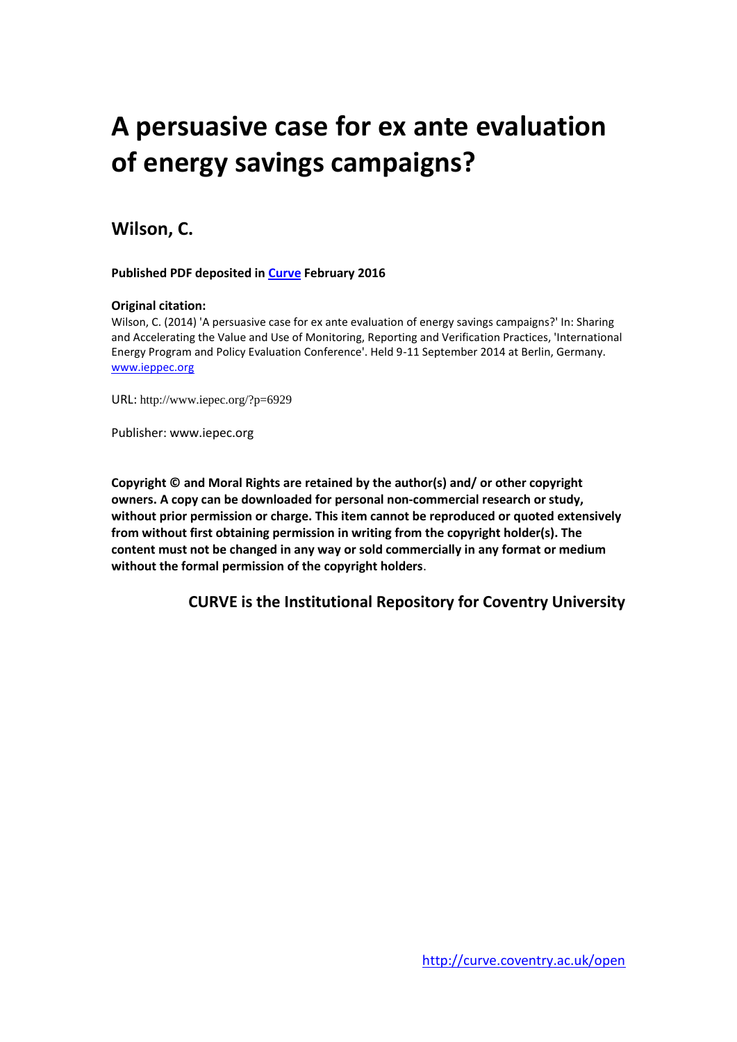# A persuasive case for ex ante evaluation of energy savings campaigns?

## Wilson, C.

**Published PDF deposited in Curve February 2016**

**Original citation:**

Wilson, C. (2014) 'A persuasive case for ex ante evaluation of energy savings campaigns?' In: Sharing and Accelerating the Value and Use of Monitoring, Reporting and Verification Practices, 'International Energy Program and Policy Evaluation Conference'. Held 9-11 September 2014 at Berlin, Germany. www.ieppec.org

URL: http://www.iepec.org/?p=6929

Publisher: www.iepec.org

**Copyright © and Moral Rights are retained by the author(s) and/ or other copyright owners. A copy can be downloaded for personal non-commercial research or study, without prior permission or charge. This item cannot be reproduced or quoted extensively from without first obtaining permission in writing from the copyright holder(s). The content must not be changed in any way or sold commercially in any format or medium without the formal permission of the copyright holders**.

**CURVE is the Institutional Repository for Coventry University**

http://curve.coventry.ac.uk/open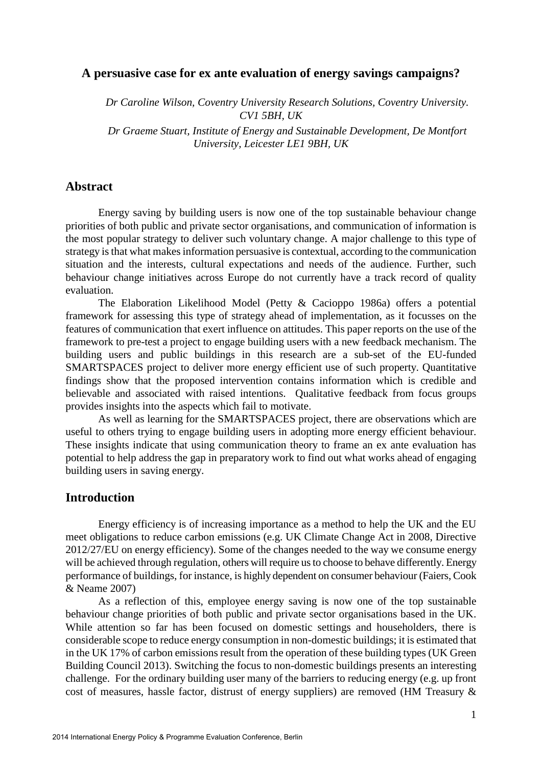# A persuasive case for ex ante evaluation of energy savings campaigns?

*Dr Caroline Wilson, Coventry University Research Solutions, Coventry University. CV1 5BH, UK*

*Dr Graeme Stuart, Institute of Energy and Sustainable Development, De Montfort University, Leicester LE1 9BH, UK*

## Abstract

Energy saving by building users is now one of the top sustainable behaviour change priorities of both public and private sector organisations, and communication of information is the most popular strategy to deliver such voluntary change. A major challenge to this type of strategy is that what makes information persuasive is contextual, according to the communication situation and the interests, cultural expectations and needs of the audience. Further, such behaviour change initiatives across Europe do not currently have a track record of quality evaluation.

The Elaboration Likelihood Model (Petty & Cacioppo 1986a) offers a potential framework for assessing this type of strategy ahead of implementation, as it focusses on the features of communication that exert influence on attitudes. This paper reports on the use of the framework to pre-test a project to engage building users with a new feedback mechanism. The building users and public buildings in this research are a sub-set of the EU-funded SMARTSPACES project to deliver more energy efficient use of such property. Quantitative findings show that the proposed intervention contains information which is credible and believable and associated with raised intentions. Qualitative feedback from focus groups provides insights into the aspects which fail to motivate.

As well as learning for the SMARTSPACES project, there are observations which are useful to others trying to engage building users in adopting more energy efficient behaviour. These insights indicate that using communication theory to frame an ex ante evaluation has potential to help address the gap in preparatory work to find out what works ahead of engaging building users in saving energy.

## Introduction

Energy efficiency is of increasing importance as a method to help the UK and the EU meet obligations to reduce carbon emissions (e.g. UK Climate Change Act in 2008, Directive 2012/27/EU on energy efficiency). Some of the changes needed to the way we consume energy will be achieved through regulation, others will require us to choose to behave differently. Energy performance of buildings, for instance, is highly dependent on consumer behaviour (Faiers, Cook & Neame 2007)

As a reflection of this, employee energy saving is now one of the top sustainable behaviour change priorities of both public and private sector organisations based in the UK. While attention so far has been focused on domestic settings and householders, there is considerable scope to reduce energy consumption in non-domestic buildings; it is estimated that in the UK 17% of carbon emissions result from the operation of these building types (UK Green Building Council 2013). Switching the focus to non-domestic buildings presents an interesting challenge. For the ordinary building user many of the barriers to reducing energy (e.g. up front cost of measures, hassle factor, distrust of energy suppliers) are removed (HM Treasury &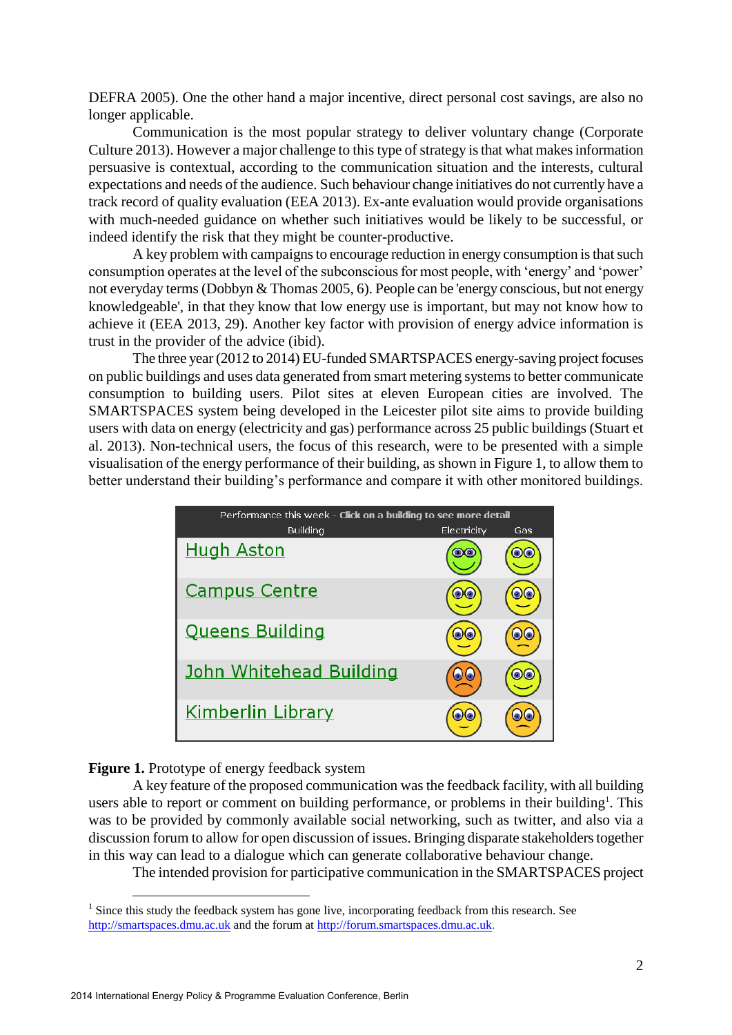DEFRA 2005). One the other hand a major incentive, direct personal cost savings, are also no longer applicable.

Communication is the most popular strategy to deliver voluntary change (Corporate Culture 2013). However a major challenge to this type of strategy is that what makes information persuasive is contextual, according to the communication situation and the interests, cultural expectations and needs of the audience. Such behaviour change initiatives do not currently have a track record of quality evaluation (EEA 2013). Ex-ante evaluation would provide organisations with much-needed guidance on whether such initiatives would be likely to be successful, or indeed identify the risk that they might be counter-productive.

A key problem with campaigns to encourage reduction in energy consumption is that such consumption operates at the level of the subconscious for most people, with 'energy' and 'power' not everyday terms (Dobbyn & Thomas 2005, 6). People can be 'energy conscious, but not energy knowledgeable', in that they know that low energy use is important, but may not know how to achieve it (EEA 2013, 29). Another key factor with provision of energy advice information is trust in the provider of the advice (ibid).

The three year (2012 to 2014) EU-funded SMARTSPACES energy-saving project focuses on public buildings and uses data generated from smart metering systems to better communicate consumption to building users. Pilot sites at eleven European cities are involved. The SMARTSPACES system being developed in the Leicester pilot site aims to provide building users with data on energy (electricity and gas) performance across 25 public buildings (Stuart et al. 2013). Non-technical users, the focus of this research, were to be presented with a simple visualisation of the energy performance of their building, as shown in Figure 1, to allow them to better understand their building's performance and compare it with other monitored buildings.

Performance this week - **Click on a building to see more detail**

| Building | Electricity | Gas |
|---|---|---|
| Hugh Aston | | |
| Campus Centre | | |
| Queens Building | | |
| John Whitehead Building | | |
| Kimberlin Library | | |

**Figure 1.** Prototype of energy feedback system

A key feature of the proposed communication was the feedback facility, with all building users able to report or comment on building performance, or problems in their building[1]. This was to be provided by commonly available social networking, such as twitter, and also via a discussion forum to allow for open discussion of issues. Bringing disparate stakeholders together in this way can lead to a dialogue which can generate collaborative behaviour change.

The intended provision for participative communication in the SMARTSPACES project

[1] Since this study the feedback system has gone live, incorporating feedback from this research. See http://smartspaces.dmu.ac.uk and the forum at http://forum.smartspaces.dmu.ac.uk.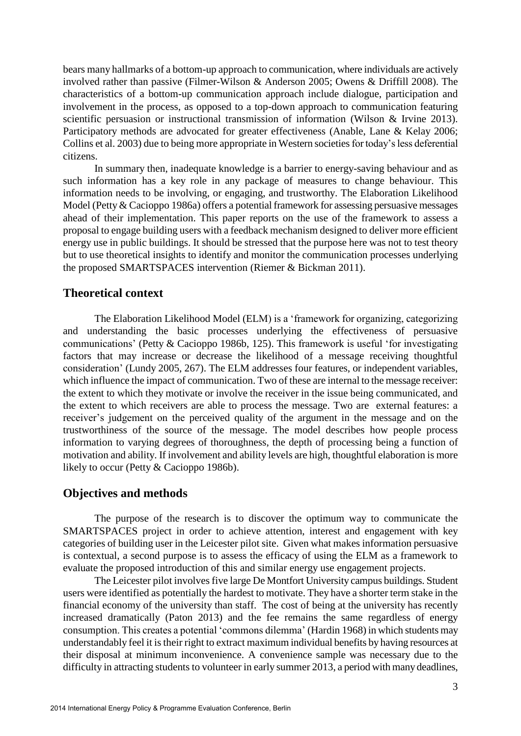bears many hallmarks of a bottom-up approach to communication, where individuals are actively involved rather than passive (Filmer-Wilson & Anderson 2005; Owens & Driffill 2008). The characteristics of a bottom-up communication approach include dialogue, participation and involvement in the process, as opposed to a top-down approach to communication featuring scientific persuasion or instructional transmission of information (Wilson & Irvine 2013). Participatory methods are advocated for greater effectiveness (Anable, Lane & Kelay 2006; Collins et al. 2003) due to being more appropriate in Western societies for today's less deferential citizens.

In summary then, inadequate knowledge is a barrier to energy-saving behaviour and as such information has a key role in any package of measures to change behaviour. This information needs to be involving, or engaging, and trustworthy. The Elaboration Likelihood Model (Petty & Cacioppo 1986a) offers a potential framework for assessing persuasive messages ahead of their implementation. This paper reports on the use of the framework to assess a proposal to engage building users with a feedback mechanism designed to deliver more efficient energy use in public buildings. It should be stressed that the purpose here was not to test theory but to use theoretical insights to identify and monitor the communication processes underlying the proposed SMARTSPACES intervention (Riemer & Bickman 2011).

## Theoretical context

The Elaboration Likelihood Model (ELM) is a 'framework for organizing, categorizing and understanding the basic processes underlying the effectiveness of persuasive communications' (Petty & Cacioppo 1986b, 125). This framework is useful 'for investigating factors that may increase or decrease the likelihood of a message receiving thoughtful consideration' (Lundy 2005, 267). The ELM addresses four features, or independent variables, which influence the impact of communication. Two of these are internal to the message receiver: the extent to which they motivate or involve the receiver in the issue being communicated, and the extent to which receivers are able to process the message. Two are external features: a receiver's judgement on the perceived quality of the argument in the message and on the trustworthiness of the source of the message. The model describes how people process information to varying degrees of thoroughness, the depth of processing being a function of motivation and ability. If involvement and ability levels are high, thoughtful elaboration is more likely to occur (Petty & Cacioppo 1986b).

## Objectives and methods

The purpose of the research is to discover the optimum way to communicate the SMARTSPACES project in order to achieve attention, interest and engagement with key categories of building user in the Leicester pilot site. Given what makes information persuasive is contextual, a second purpose is to assess the efficacy of using the ELM as a framework to evaluate the proposed introduction of this and similar energy use engagement projects.

The Leicester pilot involves five large De Montfort University campus buildings. Student users were identified as potentially the hardest to motivate. They have a shorter term stake in the financial economy of the university than staff. The cost of being at the university has recently increased dramatically (Paton 2013) and the fee remains the same regardless of energy consumption. This creates a potential 'commons dilemma' (Hardin 1968) in which students may understandably feel it is their right to extract maximum individual benefits by having resources at their disposal at minimum inconvenience. A convenience sample was necessary due to the difficulty in attracting students to volunteer in early summer 2013, a period with many deadlines,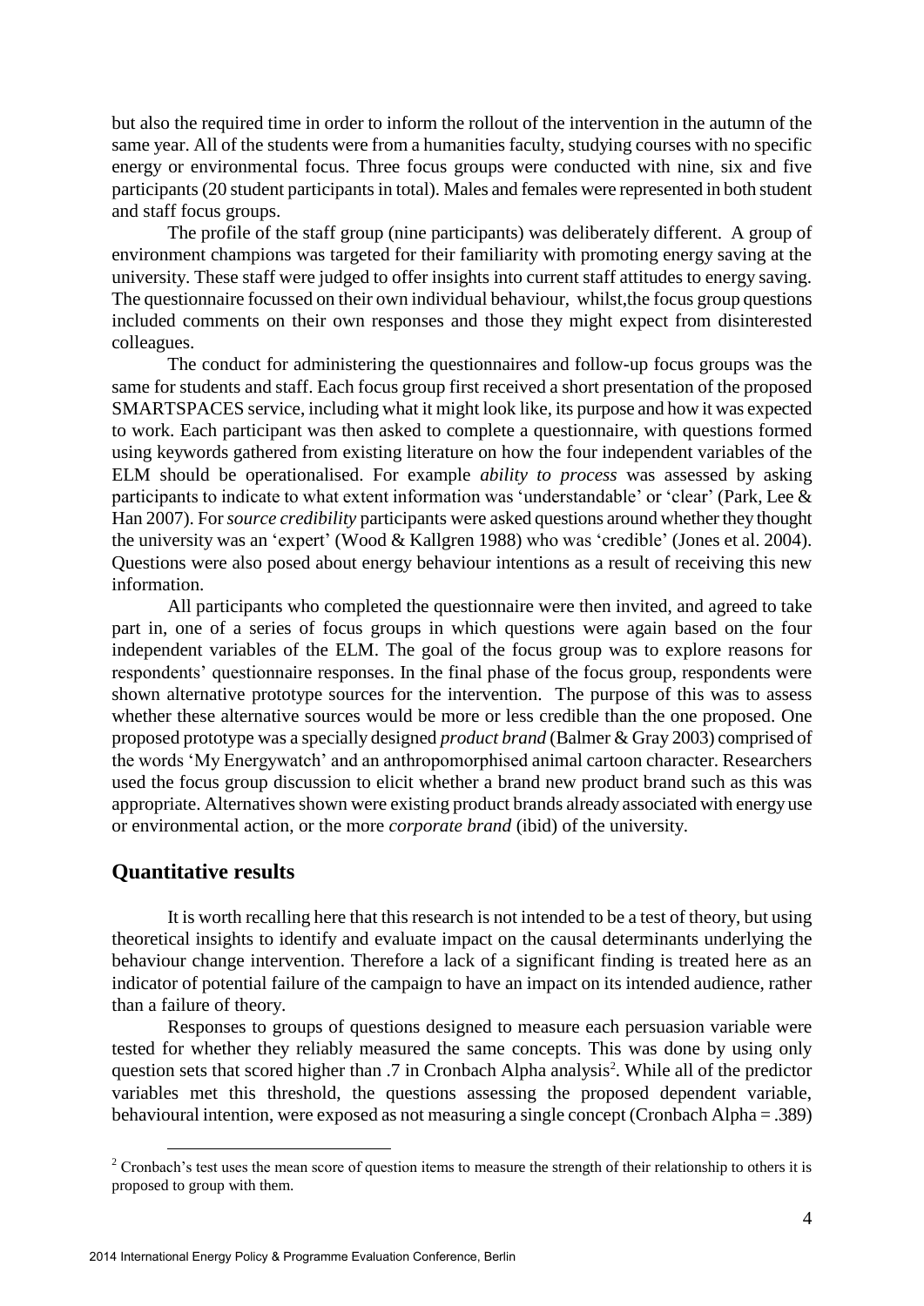but also the required time in order to inform the rollout of the intervention in the autumn of the same year. All of the students were from a humanities faculty, studying courses with no specific energy or environmental focus. Three focus groups were conducted with nine, six and five participants (20 student participants in total). Males and females were represented in both student and staff focus groups.

The profile of the staff group (nine participants) was deliberately different. A group of environment champions was targeted for their familiarity with promoting energy saving at the university. These staff were judged to offer insights into current staff attitudes to energy saving. The questionnaire focussed on their own individual behaviour, whilst,the focus group questions included comments on their own responses and those they might expect from disinterested colleagues.

The conduct for administering the questionnaires and follow-up focus groups was the same for students and staff. Each focus group first received a short presentation of the proposed SMARTSPACES service, including what it might look like, its purpose and how it was expected to work. Each participant was then asked to complete a questionnaire, with questions formed using keywords gathered from existing literature on how the four independent variables of the ELM should be operationalised. For example *ability to process* was assessed by asking participants to indicate to what extent information was 'understandable' or 'clear' (Park, Lee & Han 2007). For *source credibility* participants were asked questions around whether they thought the university was an 'expert' (Wood & Kallgren 1988) who was 'credible' (Jones et al. 2004). Questions were also posed about energy behaviour intentions as a result of receiving this new information.

All participants who completed the questionnaire were then invited, and agreed to take part in, one of a series of focus groups in which questions were again based on the four independent variables of the ELM. The goal of the focus group was to explore reasons for respondents' questionnaire responses. In the final phase of the focus group, respondents were shown alternative prototype sources for the intervention. The purpose of this was to assess whether these alternative sources would be more or less credible than the one proposed. One proposed prototype was a specially designed *product brand* (Balmer & Gray 2003) comprised of the words 'My Energywatch' and an anthropomorphised animal cartoon character. Researchers used the focus group discussion to elicit whether a brand new product brand such as this was appropriate. Alternatives shown were existing product brands already associated with energy use or environmental action, or the more *corporate brand* (ibid) of the university.

## Quantitative results

It is worth recalling here that this research is not intended to be a test of theory, but using theoretical insights to identify and evaluate impact on the causal determinants underlying the behaviour change intervention. Therefore a lack of a significant finding is treated here as an indicator of potential failure of the campaign to have an impact on its intended audience, rather than a failure of theory.

Responses to groups of questions designed to measure each persuasion variable were tested for whether they reliably measured the same concepts. This was done by using only question sets that scored higher than .7 in Cronbach Alpha analysis[2]. While all of the predictor variables met this threshold, the questions assessing the proposed dependent variable, behavioural intention, were exposed as not measuring a single concept (Cronbach Alpha = .389)

[2] Cronbach's test uses the mean score of question items to measure the strength of their relationship to others it is proposed to group with them.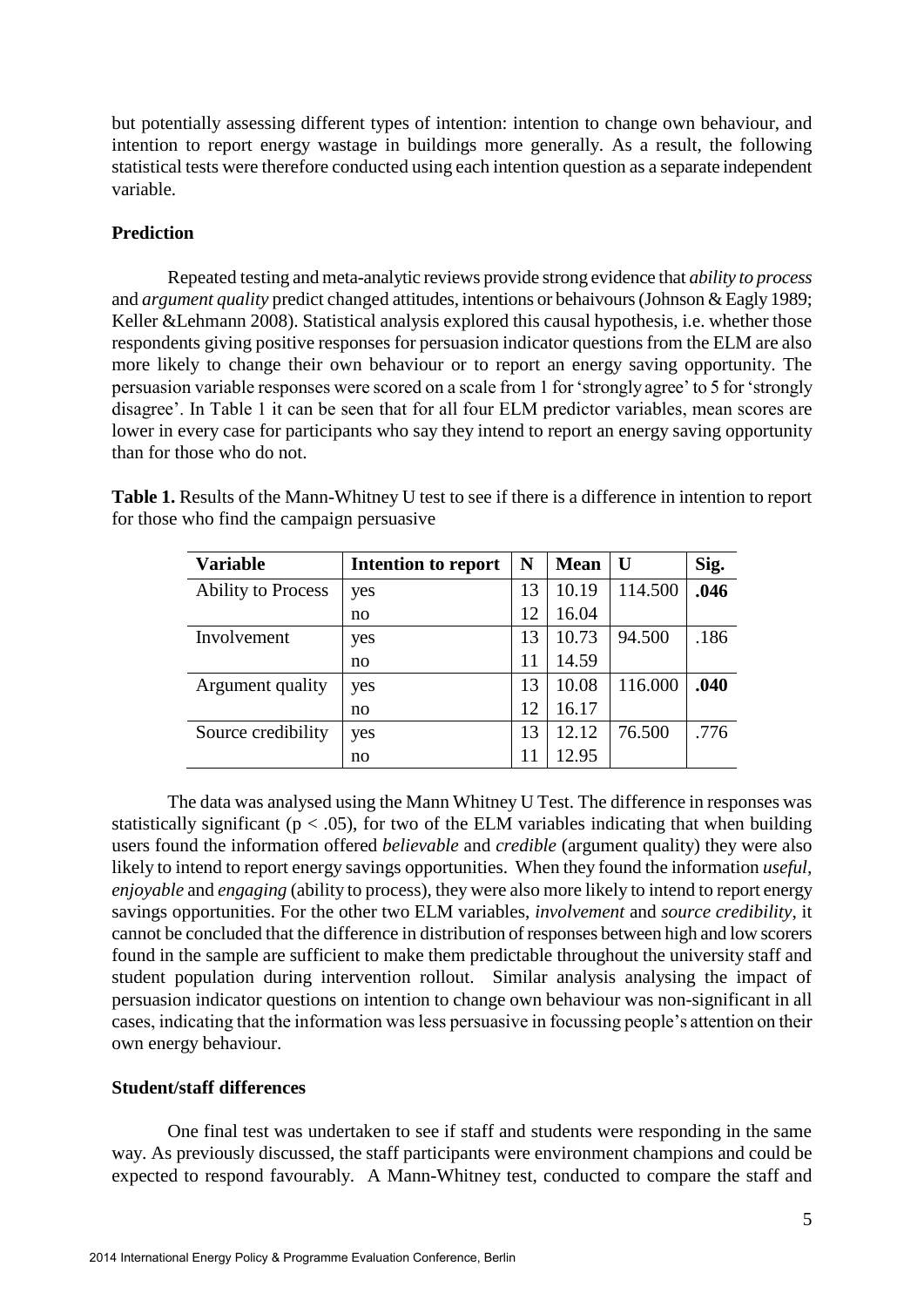but potentially assessing different types of intention: intention to change own behaviour, and intention to report energy wastage in buildings more generally. As a result, the following statistical tests were therefore conducted using each intention question as a separate independent variable.

**Prediction**

Repeated testing and meta-analytic reviews provide strong evidence that *ability to process* and *argument quality* predict changed attitudes, intentions or behaivours (Johnson & Eagly 1989; Keller &Lehmann 2008). Statistical analysis explored this causal hypothesis, i.e. whether those respondents giving positive responses for persuasion indicator questions from the ELM are also more likely to change their own behaviour or to report an energy saving opportunity. The persuasion variable responses were scored on a scale from 1 for 'strongly agree' to 5 for 'strongly disagree'. In Table 1 it can be seen that for all four ELM predictor variables, mean scores are lower in every case for participants who say they intend to report an energy saving opportunity than for those who do not.

**Table 1.** Results of the Mann-Whitney U test to see if there is a difference in intention to report for those who find the campaign persuasive

| Variable | Intention to report | N | Mean | U | Sig. |
|---|---|---|---|---|---|
| Ability to Process | yes | 13 | 10.19 | 114.500 | **.046** |
| | no | 12 | 16.04 | | |
| Involvement | yes | 13 | 10.73 | 94.500 | .186 |
| | no | 11 | 14.59 | | |
| Argument quality | yes | 13 | 10.08 | 116.000 | **.040** |
| | no | 12 | 16.17 | | |
| Source credibility | yes | 13 | 12.12 | 76.500 | .776 |
| | no | 11 | 12.95 | | |

The data was analysed using the Mann Whitney U Test. The difference in responses was statistically significant ($p < .05$), for two of the ELM variables indicating that when building users found the information offered *believable* and *credible* (argument quality) they were also likely to intend to report energy savings opportunities. When they found the information *useful*, *enjoyable* and *engaging* (ability to process), they were also more likely to intend to report energy savings opportunities. For the other two ELM variables, *involvement* and *source credibility*, it cannot be concluded that the difference in distribution of responses between high and low scorers found in the sample are sufficient to make them predictable throughout the university staff and student population during intervention rollout. Similar analysis analysing the impact of persuasion indicator questions on intention to change own behaviour was non-significant in all cases, indicating that the information was less persuasive in focussing people's attention on their own energy behaviour.

**Student/staff differences**

One final test was undertaken to see if staff and students were responding in the same way. As previously discussed, the staff participants were environment champions and could be expected to respond favourably. A Mann-Whitney test, conducted to compare the staff and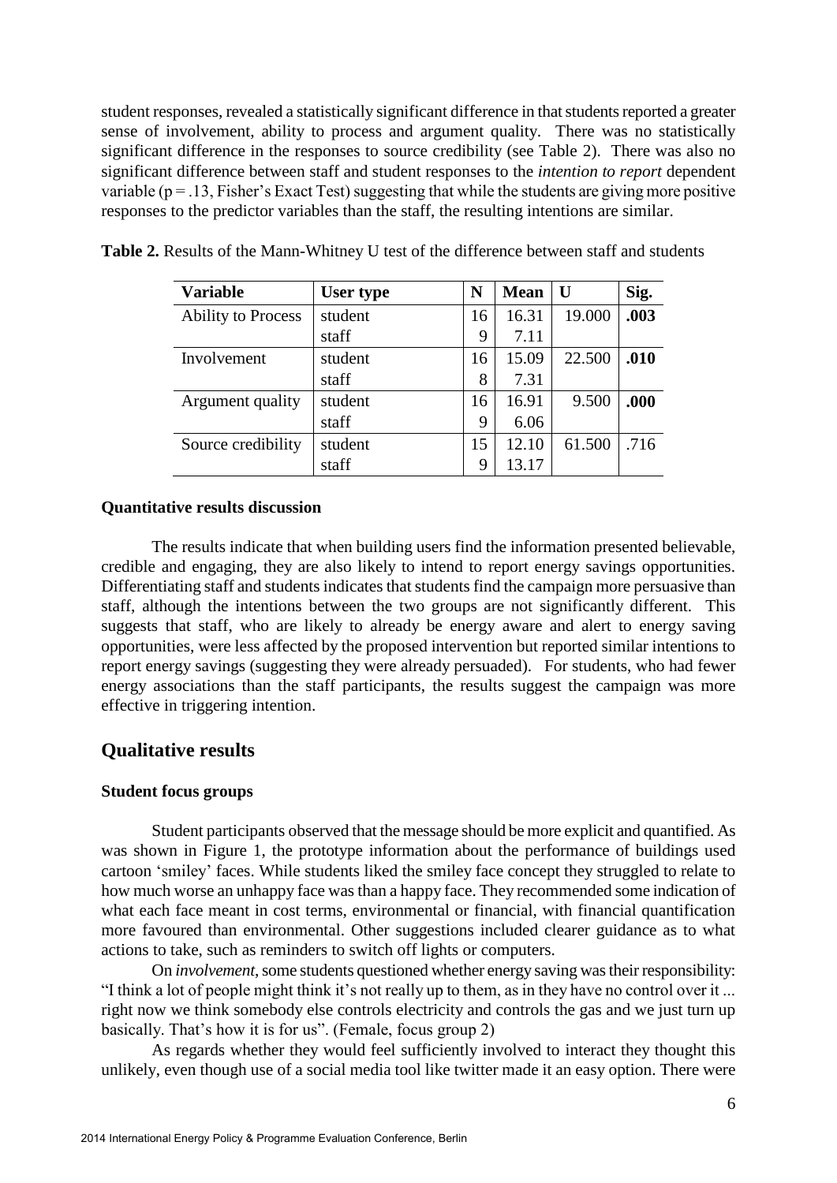student responses, revealed a statistically significant difference in that students reported a greater sense of involvement, ability to process and argument quality. There was no statistically significant difference in the responses to source credibility (see Table 2). There was also no significant difference between staff and student responses to the *intention to report* dependent variable ($p = .13$, Fisher's Exact Test) suggesting that while the students are giving more positive responses to the predictor variables than the staff, the resulting intentions are similar.

**Table 2.** Results of the Mann-Whitney U test of the difference between staff and students

| Variable | User type | N | Mean | U | Sig. |
|---|---|---|---|---|---|
| Ability to Process | student | 16 | 16.31 | 19.000 | **.003** |
| | staff | 9 | 7.11 | | |
| Involvement | student | 16 | 15.09 | 22.500 | **.010** |
| | staff | 8 | 7.31 | | |
| Argument quality | student | 16 | 16.91 | 9.500 | **.000** |
| | staff | 9 | 6.06 | | |
| Source credibility | student | 15 | 12.10 | 61.500 | .716 |
| | staff | 9 | 13.17 | | |

### Quantitative results discussion

The results indicate that when building users find the information presented believable, credible and engaging, they are also likely to intend to report energy savings opportunities. Differentiating staff and students indicates that students find the campaign more persuasive than staff, although the intentions between the two groups are not significantly different. This suggests that staff, who are likely to already be energy aware and alert to energy saving opportunities, were less affected by the proposed intervention but reported similar intentions to report energy savings (suggesting they were already persuaded). For students, who had fewer energy associations than the staff participants, the results suggest the campaign was more effective in triggering intention.

## Qualitative results

### Student focus groups

Student participants observed that the message should be more explicit and quantified. As was shown in Figure 1, the prototype information about the performance of buildings used cartoon 'smiley' faces. While students liked the smiley face concept they struggled to relate to how much worse an unhappy face was than a happy face. They recommended some indication of what each face meant in cost terms, environmental or financial, with financial quantification more favoured than environmental. Other suggestions included clearer guidance as to what actions to take, such as reminders to switch off lights or computers.

On *involvement*, some students questioned whether energy saving was their responsibility: "I think a lot of people might think it's not really up to them, as in they have no control over it ... right now we think somebody else controls electricity and controls the gas and we just turn up basically. That's how it is for us". (Female, focus group 2)

As regards whether they would feel sufficiently involved to interact they thought this unlikely, even though use of a social media tool like twitter made it an easy option. There were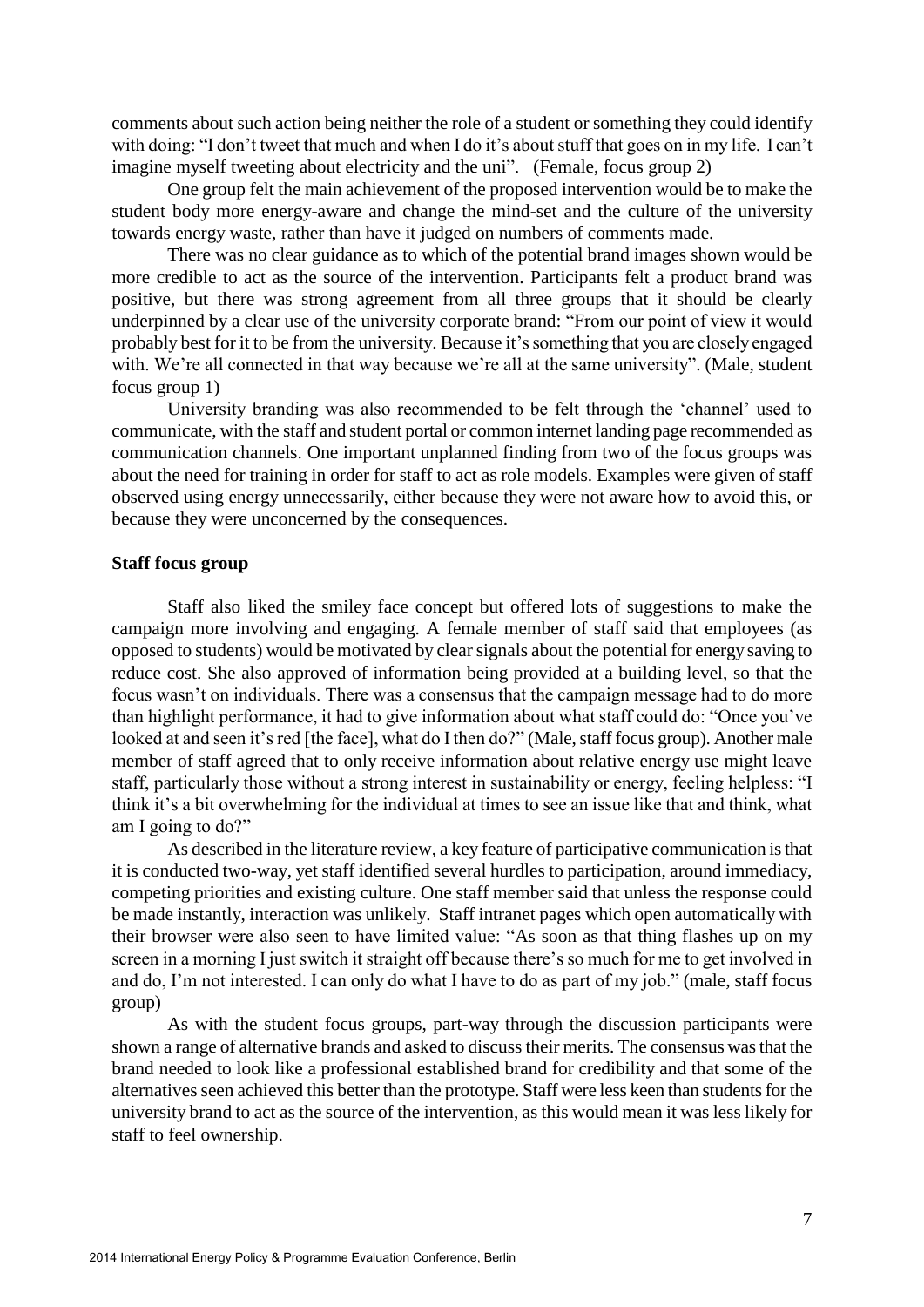comments about such action being neither the role of a student or something they could identify with doing: "I don't tweet that much and when I do it's about stuff that goes on in my life. I can't imagine myself tweeting about electricity and the uni". (Female, focus group 2)

One group felt the main achievement of the proposed intervention would be to make the student body more energy-aware and change the mind-set and the culture of the university towards energy waste, rather than have it judged on numbers of comments made.

There was no clear guidance as to which of the potential brand images shown would be more credible to act as the source of the intervention. Participants felt a product brand was positive, but there was strong agreement from all three groups that it should be clearly underpinned by a clear use of the university corporate brand: "From our point of view it would probably best for it to be from the university. Because it's something that you are closely engaged with. We're all connected in that way because we're all at the same university". (Male, student focus group 1)

University branding was also recommended to be felt through the 'channel' used to communicate, with the staff and student portal or common internet landing page recommended as communication channels. One important unplanned finding from two of the focus groups was about the need for training in order for staff to act as role models. Examples were given of staff observed using energy unnecessarily, either because they were not aware how to avoid this, or because they were unconcerned by the consequences.

**Staff focus group**

Staff also liked the smiley face concept but offered lots of suggestions to make the campaign more involving and engaging. A female member of staff said that employees (as opposed to students) would be motivated by clear signals about the potential for energy saving to reduce cost. She also approved of information being provided at a building level, so that the focus wasn't on individuals. There was a consensus that the campaign message had to do more than highlight performance, it had to give information about what staff could do: "Once you've looked at and seen it's red [the face], what do I then do?" (Male, staff focus group). Another male member of staff agreed that to only receive information about relative energy use might leave staff, particularly those without a strong interest in sustainability or energy, feeling helpless: "I think it's a bit overwhelming for the individual at times to see an issue like that and think, what am I going to do?"

As described in the literature review, a key feature of participative communication is that it is conducted two-way, yet staff identified several hurdles to participation, around immediacy, competing priorities and existing culture. One staff member said that unless the response could be made instantly, interaction was unlikely. Staff intranet pages which open automatically with their browser were also seen to have limited value: "As soon as that thing flashes up on my screen in a morning I just switch it straight off because there's so much for me to get involved in and do, I'm not interested. I can only do what I have to do as part of my job." (male, staff focus group)

As with the student focus groups, part-way through the discussion participants were shown a range of alternative brands and asked to discuss their merits. The consensus was that the brand needed to look like a professional established brand for credibility and that some of the alternatives seen achieved this better than the prototype. Staff were less keen than students for the university brand to act as the source of the intervention, as this would mean it was less likely for staff to feel ownership.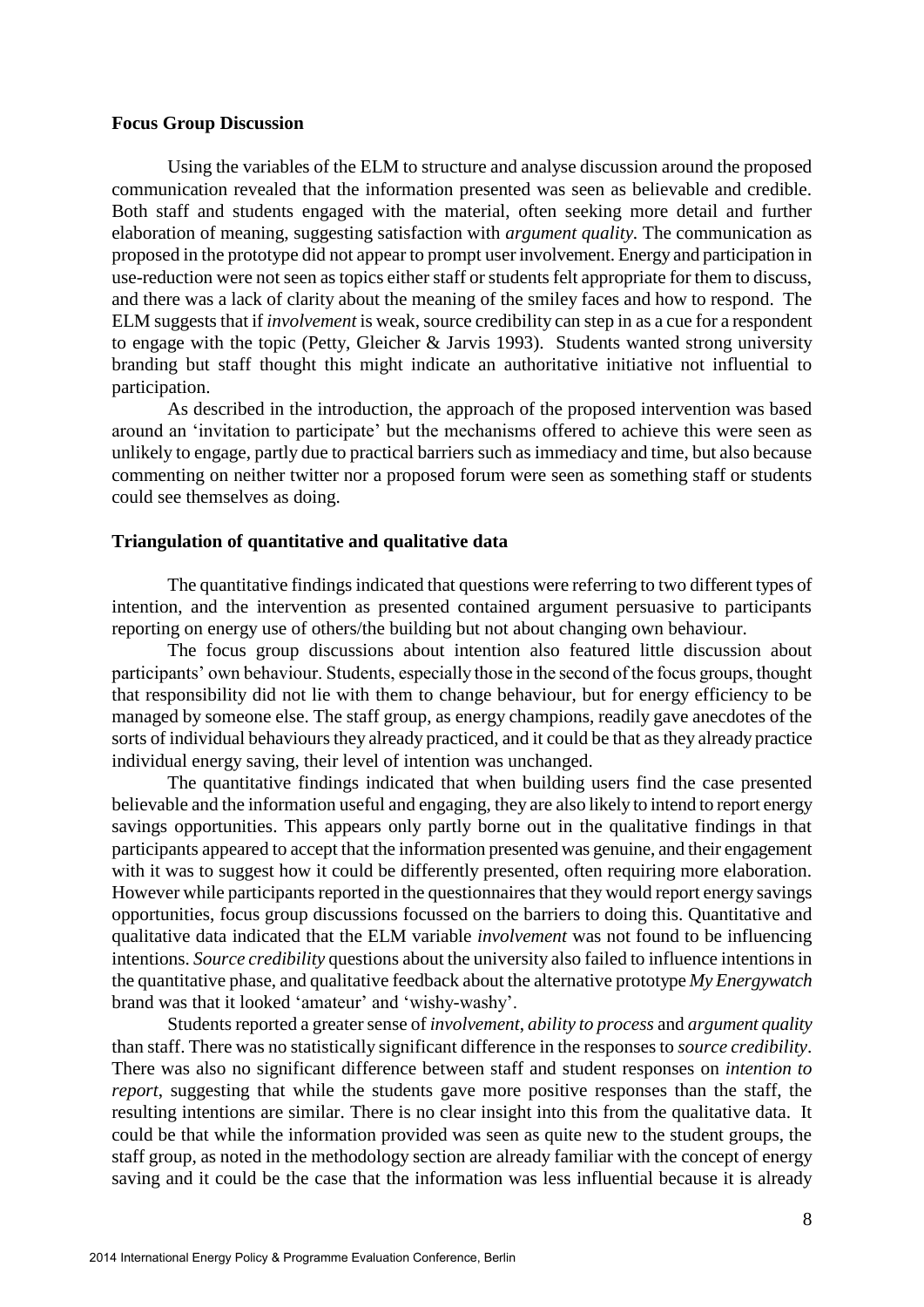**Focus Group Discussion**

Using the variables of the ELM to structure and analyse discussion around the proposed communication revealed that the information presented was seen as believable and credible. Both staff and students engaged with the material, often seeking more detail and further elaboration of meaning, suggesting satisfaction with *argument quality.* The communication as proposed in the prototype did not appear to prompt user involvement. Energy and participation in use-reduction were not seen as topics either staff or students felt appropriate for them to discuss, and there was a lack of clarity about the meaning of the smiley faces and how to respond. The ELM suggests that if *involvement* is weak, source credibility can step in as a cue for a respondent to engage with the topic (Petty, Gleicher & Jarvis 1993). Students wanted strong university branding but staff thought this might indicate an authoritative initiative not influential to participation.

As described in the introduction, the approach of the proposed intervention was based around an 'invitation to participate' but the mechanisms offered to achieve this were seen as unlikely to engage, partly due to practical barriers such as immediacy and time, but also because commenting on neither twitter nor a proposed forum were seen as something staff or students could see themselves as doing.

**Triangulation of quantitative and qualitative data**

The quantitative findings indicated that questions were referring to two different types of intention, and the intervention as presented contained argument persuasive to participants reporting on energy use of others/the building but not about changing own behaviour.

The focus group discussions about intention also featured little discussion about participants' own behaviour. Students, especially those in the second of the focus groups, thought that responsibility did not lie with them to change behaviour, but for energy efficiency to be managed by someone else. The staff group, as energy champions, readily gave anecdotes of the sorts of individual behaviours they already practiced, and it could be that as they already practice individual energy saving, their level of intention was unchanged.

The quantitative findings indicated that when building users find the case presented believable and the information useful and engaging, they are also likely to intend to report energy savings opportunities. This appears only partly borne out in the qualitative findings in that participants appeared to accept that the information presented was genuine, and their engagement with it was to suggest how it could be differently presented, often requiring more elaboration. However while participants reported in the questionnaires that they would report energy savings opportunities, focus group discussions focussed on the barriers to doing this. Quantitative and qualitative data indicated that the ELM variable *involvement* was not found to be influencing intentions. *Source credibility* questions about the university also failed to influence intentions in the quantitative phase, and qualitative feedback about the alternative prototype *My Energywatch* brand was that it looked 'amateur' and 'wishy-washy'.

Students reported a greater sense of *involvement*, *ability to process* and *argument quality* than staff. There was no statistically significant difference in the responses to *source credibility*. There was also no significant difference between staff and student responses on *intention to report*, suggesting that while the students gave more positive responses than the staff, the resulting intentions are similar. There is no clear insight into this from the qualitative data. It could be that while the information provided was seen as quite new to the student groups, the staff group, as noted in the methodology section are already familiar with the concept of energy saving and it could be the case that the information was less influential because it is already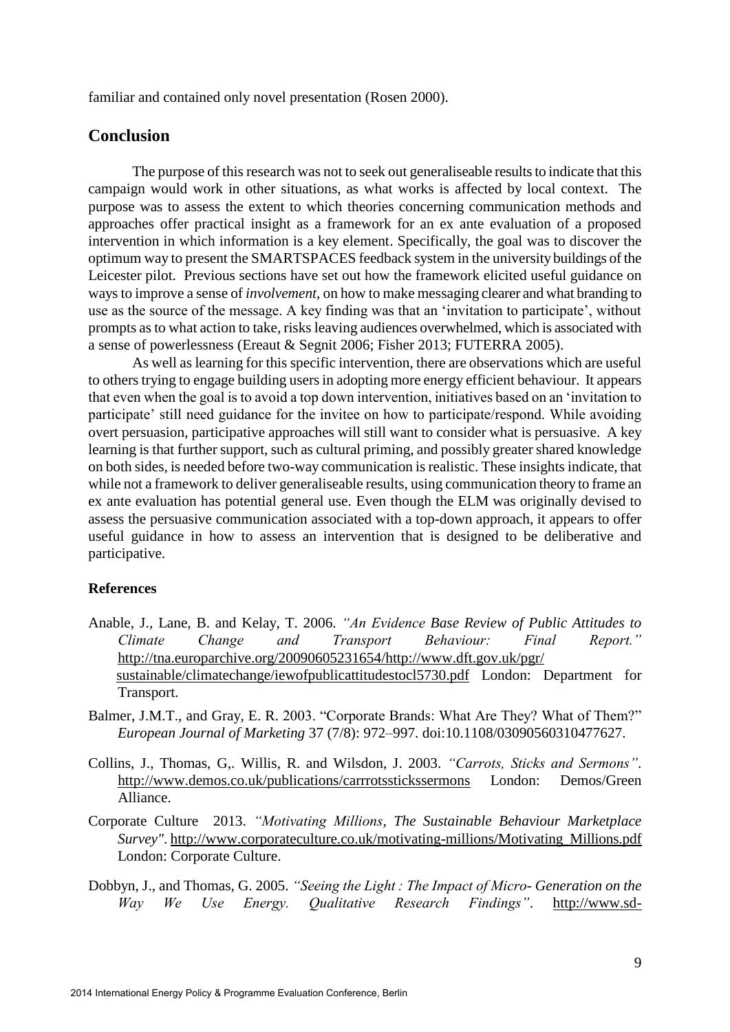familiar and contained only novel presentation (Rosen 2000).

## Conclusion

The purpose of this research was not to seek out generaliseable results to indicate that this campaign would work in other situations, as what works is affected by local context. The purpose was to assess the extent to which theories concerning communication methods and approaches offer practical insight as a framework for an ex ante evaluation of a proposed intervention in which information is a key element. Specifically, the goal was to discover the optimum way to present the SMARTSPACES feedback system in the university buildings of the Leicester pilot. Previous sections have set out how the framework elicited useful guidance on ways to improve a sense of *involvement*, on how to make messaging clearer and what branding to use as the source of the message. A key finding was that an 'invitation to participate', without prompts as to what action to take, risks leaving audiences overwhelmed, which is associated with a sense of powerlessness (Ereaut & Segnit 2006; Fisher 2013; FUTERRA 2005).

As well as learning for this specific intervention, there are observations which are useful to others trying to engage building users in adopting more energy efficient behaviour. It appears that even when the goal is to avoid a top down intervention, initiatives based on an 'invitation to participate' still need guidance for the invitee on how to participate/respond. While avoiding overt persuasion, participative approaches will still want to consider what is persuasive. A key learning is that further support, such as cultural priming, and possibly greater shared knowledge on both sides, is needed before two-way communication is realistic. These insights indicate, that while not a framework to deliver generaliseable results, using communication theory to frame an ex ante evaluation has potential general use. Even though the ELM was originally devised to assess the persuasive communication associated with a top-down approach, it appears to offer useful guidance in how to assess an intervention that is designed to be deliberative and participative.

### References

Anable, J., Lane, B. and Kelay, T. 2006. *"An Evidence Base Review of Public Attitudes to Climate Change and Transport Behaviour: Final Report."* http://tna.europarchive.org/20090605231654/http://www.dft.gov.uk/pgr/sustainable/climatechange/iewofpublicattitudestocl5730.pdf London: Department for Transport.

Balmer, J.M.T., and Gray, E. R. 2003. "Corporate Brands: What Are They? What of Them?" *European Journal of Marketing* 37 (7/8): 972–997. doi:10.1108/03090560310477627.

Collins, J., Thomas, G,. Willis, R. and Wilsdon, J. 2003. *"Carrots, Sticks and Sermons"*. http://www.demos.co.uk/publications/carrrotsstickssermons London: Demos/Green Alliance.

Corporate Culture 2013. *"Motivating Millions, The Sustainable Behaviour Marketplace Survey"*. http://www.corporateculture.co.uk/motivating-millions/Motivating_Millions.pdf London: Corporate Culture.

Dobbyn, J., and Thomas, G. 2005. *"Seeing the Light : The Impact of Micro- Generation on the Way We Use Energy. Qualitative Research Findings"*. http://www.sd-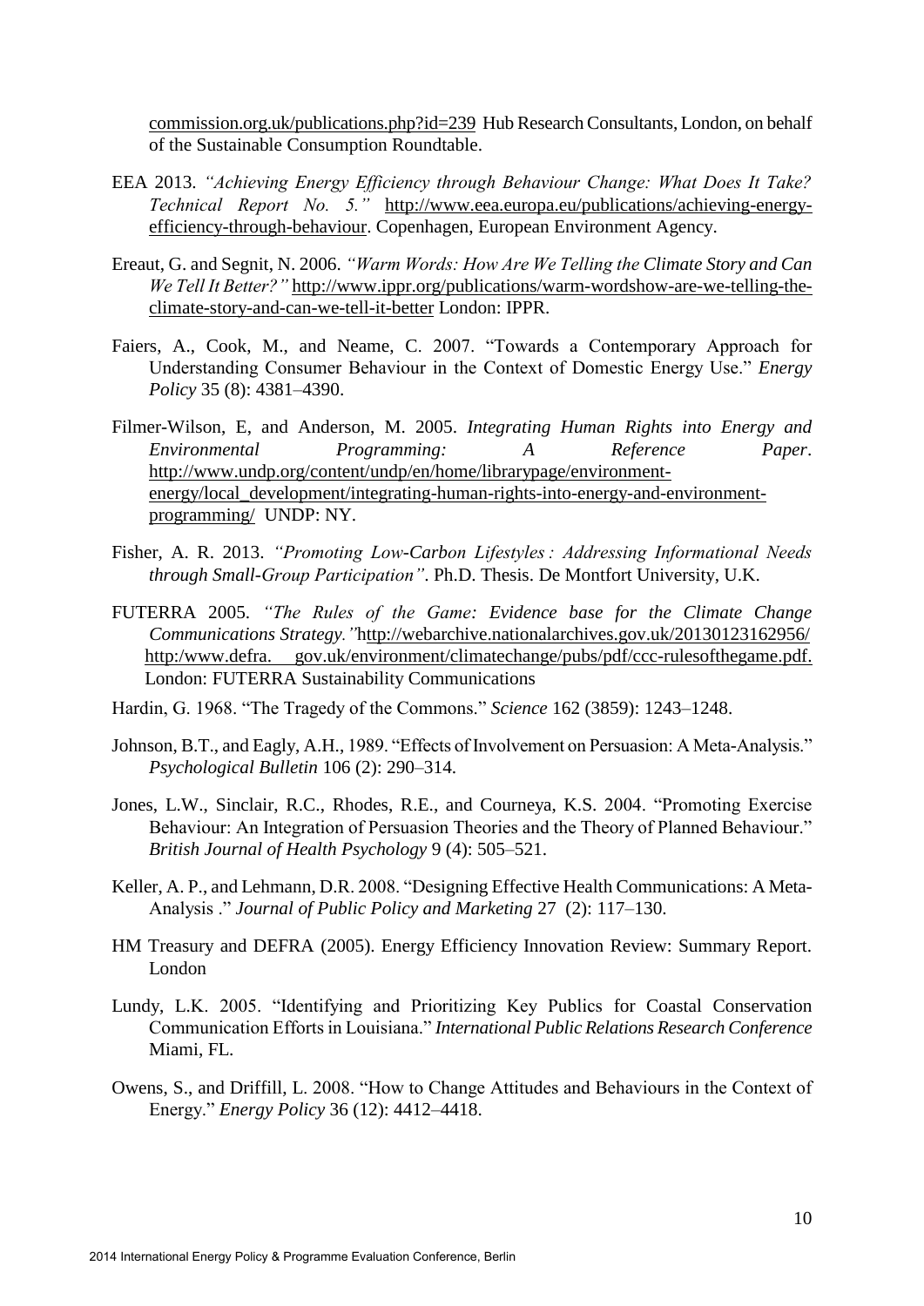commission.org.uk/publications.php?id=239 Hub Research Consultants, London, on behalf of the Sustainable Consumption Roundtable.

EEA 2013. *"Achieving Energy Efficiency through Behaviour Change: What Does It Take? Technical Report No. 5."* http://www.eea.europa.eu/publications/achieving-energy-efficiency-through-behaviour. Copenhagen, European Environment Agency.

Ereaut, G. and Segnit, N. 2006. *"Warm Words: How Are We Telling the Climate Story and Can We Tell It Better?"* http://www.ippr.org/publications/warm-wordshow-are-we-telling-the-climate-story-and-can-we-tell-it-better London: IPPR.

Faiers, A., Cook, M., and Neame, C. 2007. "Towards a Contemporary Approach for Understanding Consumer Behaviour in the Context of Domestic Energy Use." *Energy Policy* 35 (8): 4381–4390.

Filmer-Wilson, E, and Anderson, M. 2005. *Integrating Human Rights into Energy and Environmental Programming: A Reference Paper*. http://www.undp.org/content/undp/en/home/librarypage/environment-energy/local_development/integrating-human-rights-into-energy-and-environment-programming/ UNDP: NY.

Fisher, A. R. 2013. *"Promoting Low-Carbon Lifestyles : Addressing Informational Needs through Small-Group Participation"*. Ph.D. Thesis. De Montfort University, U.K.

FUTERRA 2005. *"The Rules of the Game: Evidence base for the Climate Change Communications Strategy."*http://webarchive.nationalarchives.gov.uk/20130123162956/ http:/www.defra. gov.uk/environment/climatechange/pubs/pdf/ccc-rulesofthegame.pdf. London: FUTERRA Sustainability Communications

Hardin, G. 1968. "The Tragedy of the Commons." *Science* 162 (3859): 1243–1248.

Johnson, B.T., and Eagly, A.H., 1989. "Effects of Involvement on Persuasion: A Meta-Analysis." *Psychological Bulletin* 106 (2): 290–314.

Jones, L.W., Sinclair, R.C., Rhodes, R.E., and Courneya, K.S. 2004. "Promoting Exercise Behaviour: An Integration of Persuasion Theories and the Theory of Planned Behaviour." *British Journal of Health Psychology* 9 (4): 505–521.

Keller, A. P., and Lehmann, D.R. 2008. "Designing Effective Health Communications: A Meta-Analysis ." *Journal of Public Policy and Marketing* 27 (2): 117–130.

HM Treasury and DEFRA (2005). Energy Efficiency Innovation Review: Summary Report. London

Lundy, L.K. 2005. "Identifying and Prioritizing Key Publics for Coastal Conservation Communication Efforts in Louisiana." *International Public Relations Research Conference* Miami, FL.

Owens, S., and Driffill, L. 2008. "How to Change Attitudes and Behaviours in the Context of Energy." *Energy Policy* 36 (12): 4412–4418.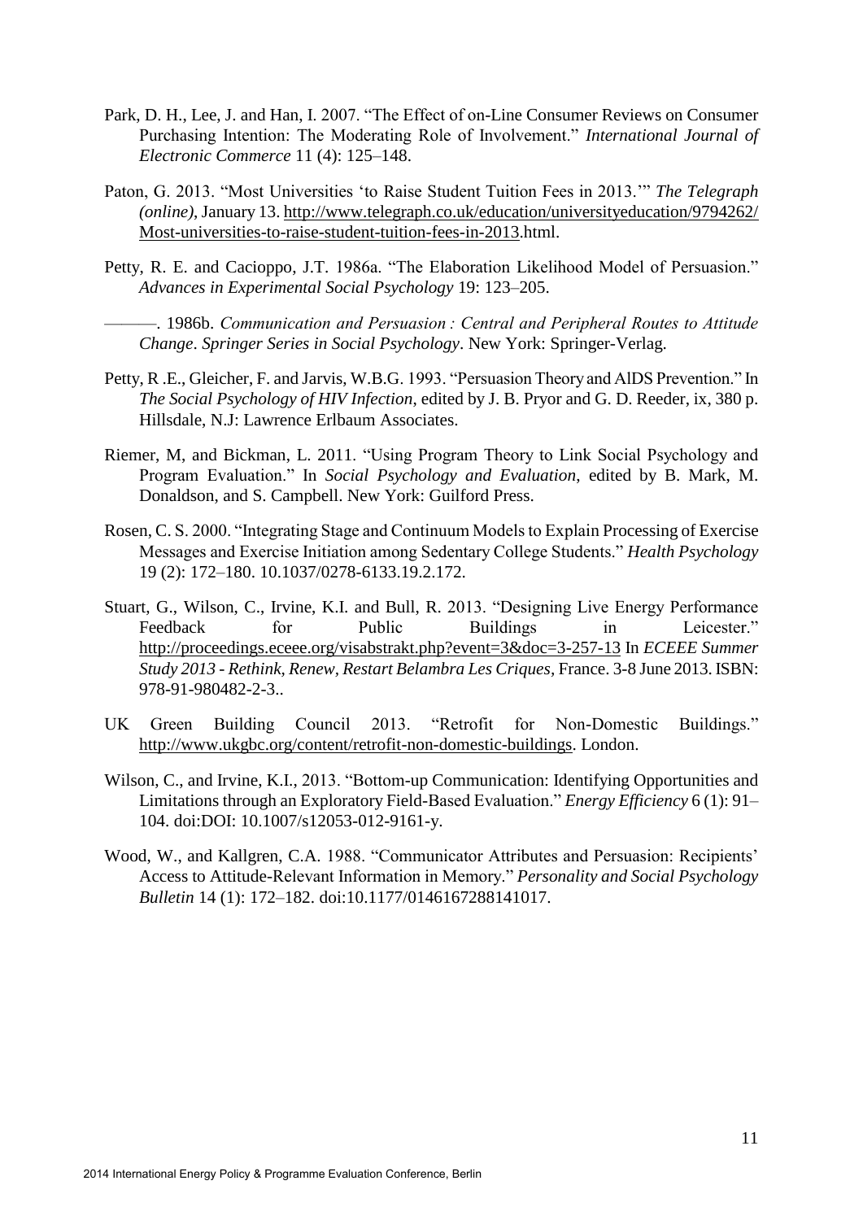Park, D. H., Lee, J. and Han, I. 2007. "The Effect of on-Line Consumer Reviews on Consumer Purchasing Intention: The Moderating Role of Involvement." *International Journal of Electronic Commerce* 11 (4): 125–148.

Paton, G. 2013. "Most Universities 'to Raise Student Tuition Fees in 2013.'" *The Telegraph (online)*, January 13. http://www.telegraph.co.uk/education/universityeducation/9794262/Most-universities-to-raise-student-tuition-fees-in-2013.html.

Petty, R. E. and Cacioppo, J.T. 1986a. "The Elaboration Likelihood Model of Persuasion." *Advances in Experimental Social Psychology* 19: 123–205.

———. 1986b. *Communication and Persuasion : Central and Peripheral Routes to Attitude Change*. *Springer Series in Social Psychology*. New York: Springer-Verlag.

Petty, R .E., Gleicher, F. and Jarvis, W.B.G. 1993. "Persuasion Theory and AIDS Prevention." In *The Social Psychology of HIV Infection*, edited by J. B. Pryor and G. D. Reeder, ix, 380 p. Hillsdale, N.J: Lawrence Erlbaum Associates.

Riemer, M, and Bickman, L. 2011. "Using Program Theory to Link Social Psychology and Program Evaluation." In *Social Psychology and Evaluation*, edited by B. Mark, M. Donaldson, and S. Campbell. New York: Guilford Press.

Rosen, C. S. 2000. "Integrating Stage and Continuum Models to Explain Processing of Exercise Messages and Exercise Initiation among Sedentary College Students." *Health Psychology* 19 (2): 172–180. 10.1037/0278-6133.19.2.172.

Stuart, G., Wilson, C., Irvine, K.I. and Bull, R. 2013. "Designing Live Energy Performance Feedback for Public Buildings in Leicester." http://proceedings.eceee.org/visabstrakt.php?event=3&doc=3-257-13 In *ECEEE Summer Study 2013 - Rethink, Renew, Restart Belambra Les Criques,* France. 3-8 June 2013. ISBN: 978-91-980482-2-3..

UK Green Building Council 2013. "Retrofit for Non-Domestic Buildings." http://www.ukgbc.org/content/retrofit-non-domestic-buildings. London.

Wilson, C., and Irvine, K.I., 2013. "Bottom-up Communication: Identifying Opportunities and Limitations through an Exploratory Field-Based Evaluation." *Energy Efficiency* 6 (1): 91–104. doi:DOI: 10.1007/s12053-012-9161-y.

Wood, W., and Kallgren, C.A. 1988. "Communicator Attributes and Persuasion: Recipients' Access to Attitude-Relevant Information in Memory." *Personality and Social Psychology Bulletin* 14 (1): 172–182. doi:10.1177/0146167288141017.